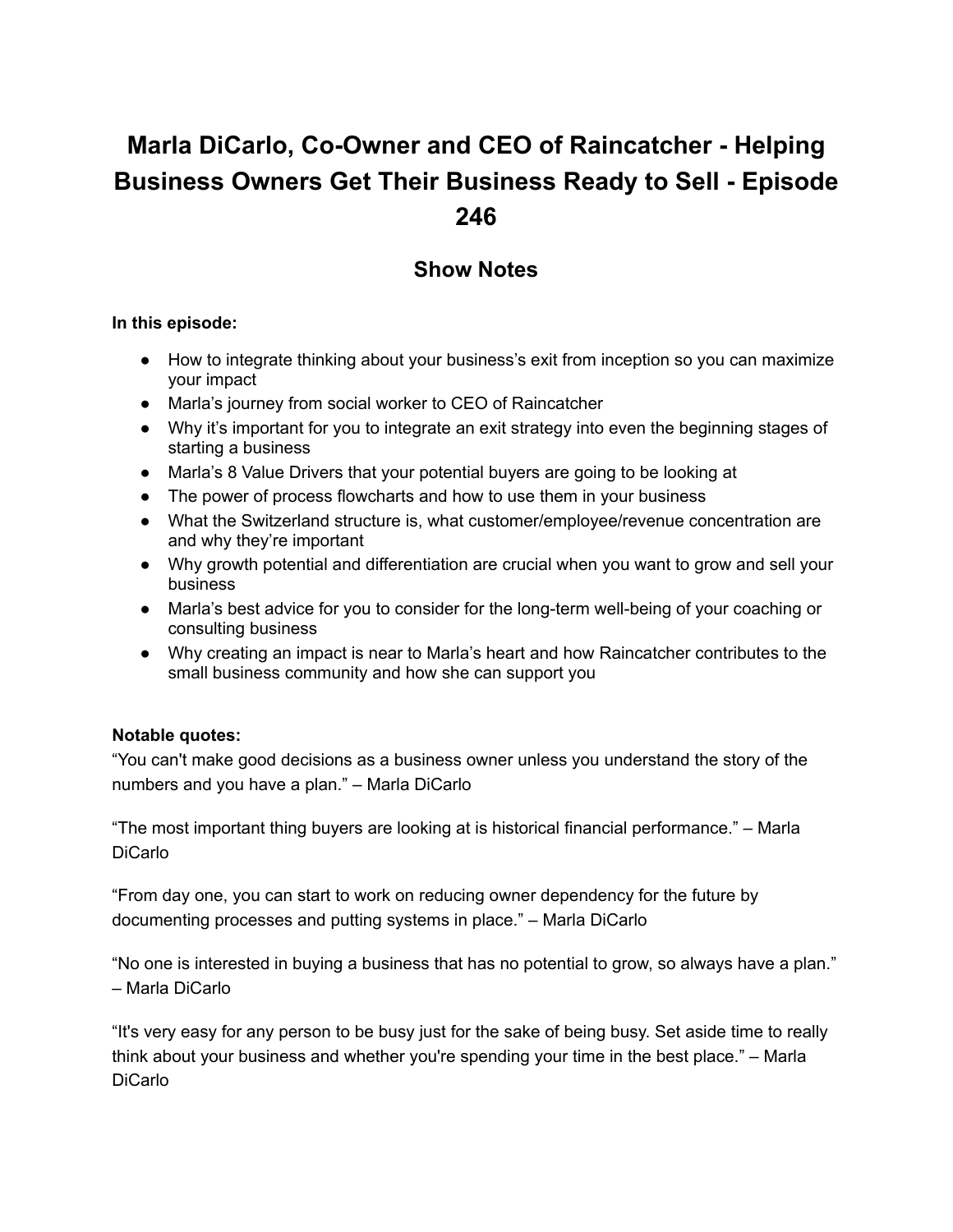# Marla DiCarlo, Co-Owner and CEO of Raincatcher - Helping Business Owners Get Their Business Ready to Sell - Episode 246

## Show Notes

**In this episode:**

- How to integrate thinking about your business's exit from inception so you can maximize your impact
- Marla's journey from social worker to CEO of Raincatcher
- Why it's important for you to integrate an exit strategy into even the beginning stages of starting a business
- Marla's 8 Value Drivers that your potential buyers are going to be looking at
- The power of process flowcharts and how to use them in your business
- What the Switzerland structure is, what customer/employee/revenue concentration are and why they're important
- Why growth potential and differentiation are crucial when you want to grow and sell your business
- Marla's best advice for you to consider for the long-term well-being of your coaching or consulting business
- Why creating an impact is near to Marla's heart and how Raincatcher contributes to the small business community and how she can support you

**Notable quotes:**

"You can't make good decisions as a business owner unless you understand the story of the numbers and you have a plan." – Marla DiCarlo

"The most important thing buyers are looking at is historical financial performance." – Marla DiCarlo

"From day one, you can start to work on reducing owner dependency for the future by documenting processes and putting systems in place." – Marla DiCarlo

"No one is interested in buying a business that has no potential to grow, so always have a plan." – Marla DiCarlo

"It's very easy for any person to be busy just for the sake of being busy. Set aside time to really think about your business and whether you're spending your time in the best place." – Marla DiCarlo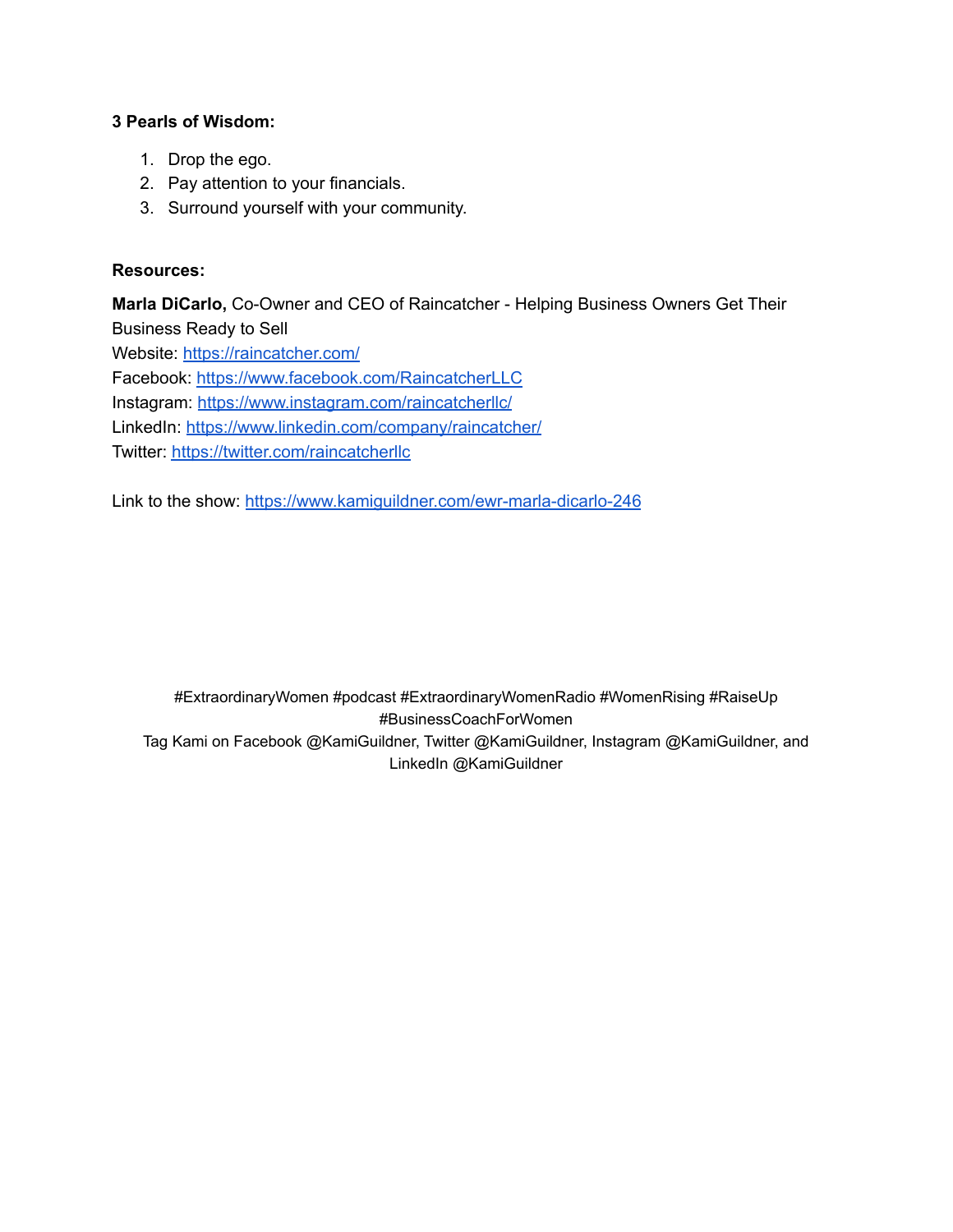**3 Pearls of Wisdom:**

1. Drop the ego.
2. Pay attention to your financials.
3. Surround yourself with your community.

**Resources:**

**Marla DiCarlo,** Co-Owner and CEO of Raincatcher - Helping Business Owners Get Their Business Ready to Sell
Website: https://raincatcher.com/
Facebook: https://www.facebook.com/RaincatcherLLC
Instagram: https://www.instagram.com/raincatcherllc/
LinkedIn: https://www.linkedin.com/company/raincatcher/
Twitter: https://twitter.com/raincatcherllc

Link to the show: https://www.kamiguildner.com/ewr-marla-dicarlo-246

#ExtraordinaryWomen #podcast #ExtraordinaryWomenRadio #WomenRising #RaiseUp #BusinessCoachForWomen
Tag Kami on Facebook @KamiGuildner, Twitter @KamiGuildner, Instagram @KamiGuildner, and LinkedIn @KamiGuildner